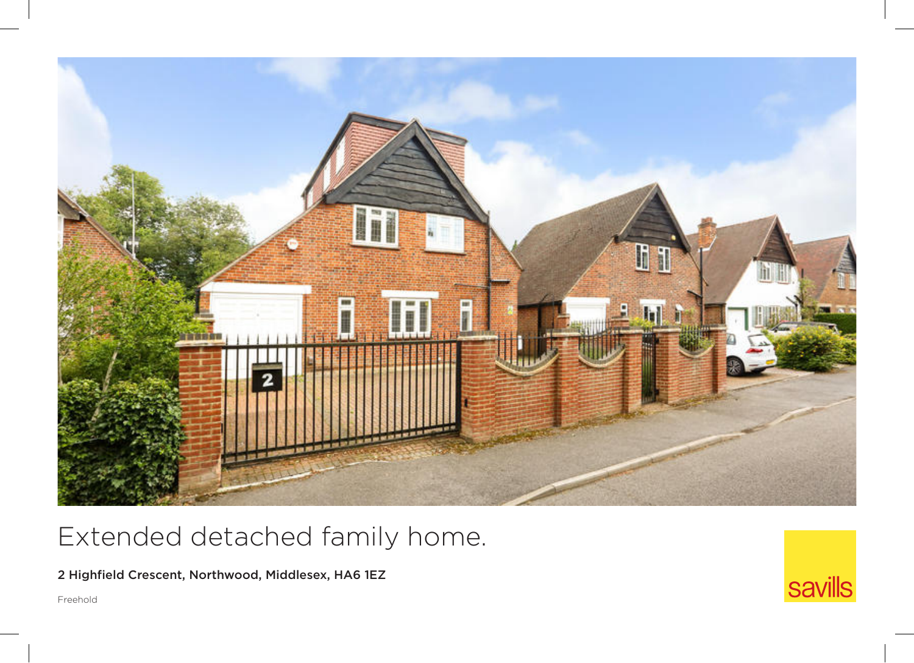# Extended detached family home.

**2 Highfield Crescent, Northwood, Middlesex, HA6 1EZ**

Freehold

savills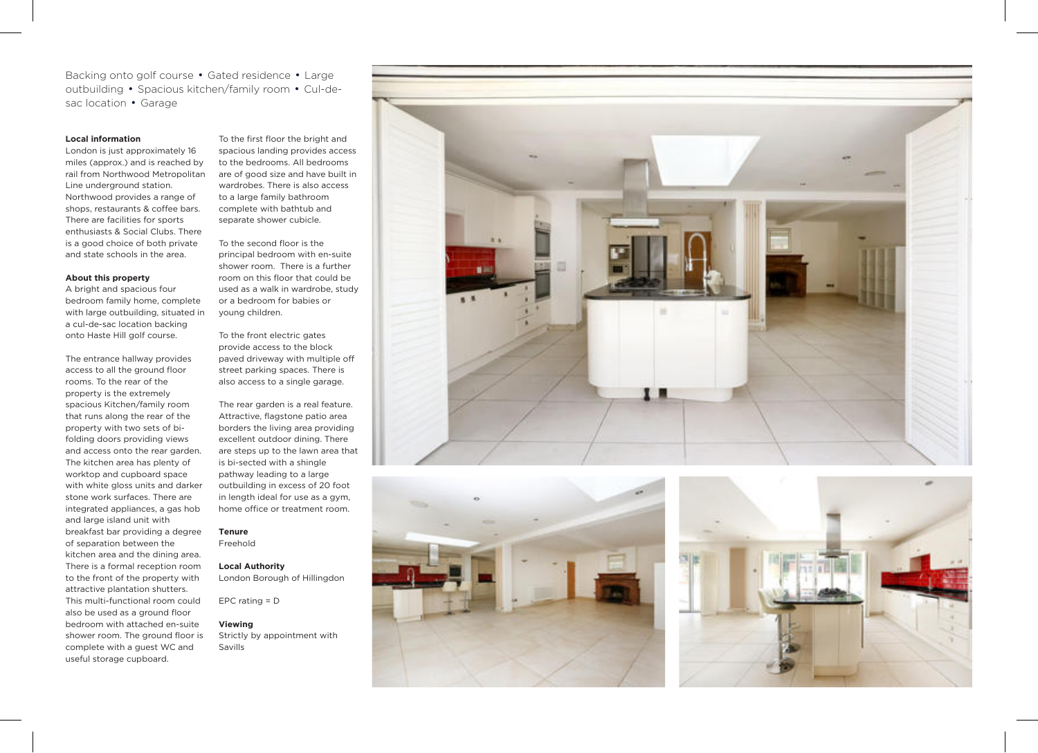Backing onto golf course • Gated residence • Large outbuilding • Spacious kitchen/family room • Cul-de-sac location • Garage

**Local information**

London is just approximately 16 miles (approx.) and is reached by rail from Northwood Metropolitan Line underground station. Northwood provides a range of shops, restaurants & coffee bars. There are facilities for sports enthusiasts & Social Clubs. There is a good choice of both private and state schools in the area.

**About this property**

A bright and spacious four bedroom family home, complete with large outbuilding, situated in a cul-de-sac location backing onto Haste Hill golf course.

The entrance hallway provides access to all the ground floor rooms. To the rear of the property is the extremely spacious Kitchen/family room that runs along the rear of the property with two sets of bi-folding doors providing views and access onto the rear garden. The kitchen area has plenty of worktop and cupboard space with white gloss units and darker stone work surfaces. There are integrated appliances, a gas hob and large island unit with breakfast bar providing a degree of separation between the kitchen area and the dining area. There is a formal reception room to the front of the property with attractive plantation shutters. This multi-functional room could also be used as a ground floor bedroom with attached en-suite shower room. The ground floor is complete with a guest WC and useful storage cupboard.

To the first floor the bright and spacious landing provides access to the bedrooms. All bedrooms are of good size and have built in wardrobes. There is also access to a large family bathroom complete with bathtub and separate shower cubicle.

To the second floor is the principal bedroom with en-suite shower room. There is a further room on this floor that could be used as a walk in wardrobe, study or a bedroom for babies or young children.

To the front electric gates provide access to the block paved driveway with multiple off street parking spaces. There is also access to a single garage.

The rear garden is a real feature. Attractive, flagstone patio area borders the living area providing excellent outdoor dining. There are steps up to the lawn area that is bi-sected with a shingle pathway leading to a large outbuilding in excess of 20 foot in length ideal for use as a gym, home office or treatment room.

**Tenure**

Freehold

**Local Authority**

London Borough of Hillingdon

EPC rating = D

**Viewing**

Strictly by appointment with Savills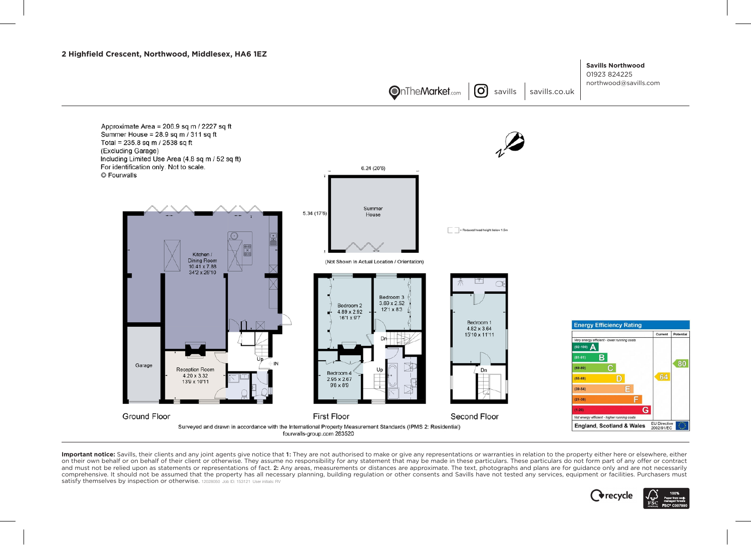# 2 Highfield Crescent, Northwood, Middlesex, HA6 1EZ

OnTheMarket.com | savills | savills.co.uk

**Savills Northwood**
01923 824225
northwood@savills.com

Approximate Area = 206.9 sq m / 2227 sq ft
Summer House = 28.9 sq m / 311 sq ft
Total = 235.8 sq m / 2538 sq ft
(Excluding Garage)
Including Limited Use Area (4.8 sq m / 52 sq ft)
For identification only. Not to scale.
© Fourwalls

6.24 (20'6)
5.34 (17'6)
Summer House
(Not Shown In Actual Location / Orientation)

= Reduced head height below 1.5m

Kitchen / Dining Room
10.41 x 7.88
34'2 x 25'10

Garage

Reception Room
4.20 x 3.32
13'9 x 10'11

Up
IN

Ground Floor

Bedroom 2
4.89 x 2.92
16'1 x 9'7

Bedroom 3
3.69 x 2.52
12'1 x 8'3

Dn

Bedroom 4
2.95 x 2.67
9'8 x 8'9

Up

First Floor

Bedroom 1
4.82 x 3.64
15'10 x 11'11

Dn

Second Floor

Surveyed and drawn in accordance with the International Property Measurement Standards (IPMS 2: Residential)
fourwalls-group.com 283520

**Energy Efficiency Rating**

| | Current | Potential |
|---|---|---|
| *Very energy efficient - lower running costs* | | |
| (92-100) A | | |
| (81-91) B | | |
| (69-80) C | | 80 |
| (55-68) D | 64 | |
| (39-54) E | | |
| (21-38) F | | |
| (1-20) G | | |
| *Not energy efficient - higher running costs* | | |
| England, Scotland & Wales | EU Directive 2002/91/EC | |

**Important notice:** Savills, their clients and any joint agents give notice that **1:** They are not authorised to make or give any representations or warranties in relation to the property either here or elsewhere, either on their own behalf or on behalf of their client or otherwise. They assume no responsibility for any statement that may be made in these particulars. These particulars do not form part of any offer or contract and must not be relied upon as statements or representations of fact. **2:** Any areas, measurements or distances are approximate. The text, photographs and plans are for guidance only and are not necessarily comprehensive. It should not be assumed that the property has all necessary planning, building regulation or other consents and Savills have not tested any services, equipment or facilities. Purchasers must satisfy themselves by inspection or otherwise. 12028050 Job ID: 153121 User initials: RV

recycle

100% Paper from well-managed forests FSC® C007990